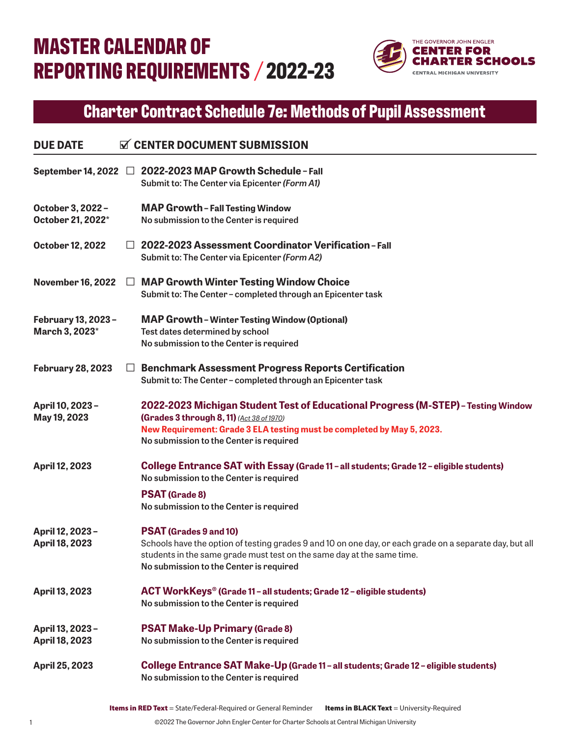# MASTER CALENDAR OF REPORTING REQUIREMENTS / 2022-23

THE GOVERNOR JOHN ENGLER CENTER FOR CHARTER SCHOOLS
CENTRAL MICHIGAN UNIVERSITY

## Charter Contract Schedule 7e: Methods of Pupil Assessment

| DUE DATE | ☑ CENTER DOCUMENT SUBMISSION |
|---|---|
| September 14, 2022 | ☐ **2022-2023 MAP Growth Schedule – Fall**<br>Submit to: The Center via Epicenter *(Form A1)* |
| October 3, 2022 – October 21, 2022* | **MAP Growth – Fall Testing Window**<br>No submission to the Center is required |
| October 12, 2022 | ☐ **2022-2023 Assessment Coordinator Verification – Fall**<br>Submit to: The Center via Epicenter *(Form A2)* |
| November 16, 2022 | ☐ **MAP Growth Winter Testing Window Choice**<br>Submit to: The Center – completed through an Epicenter task |
| February 13, 2023 – March 3, 2023* | **MAP Growth – Winter Testing Window (Optional)**<br>Test dates determined by school<br>No submission to the Center is required |
| February 28, 2023 | ☐ **Benchmark Assessment Progress Reports Certification**<br>Submit to: The Center – completed through an Epicenter task |
| April 10, 2023 – May 19, 2023 | **2022-2023 Michigan Student Test of Educational Progress (M-STEP) – Testing Window (Grades 3 through 8, 11)** *(Act 38 of 1970)*<br>**New Requirement: Grade 3 ELA testing must be completed by May 5, 2023.**<br>No submission to the Center is required |
| April 12, 2023 | **College Entrance SAT with Essay (Grade 11 – all students; Grade 12 – eligible students)**<br>No submission to the Center is required<br>**PSAT (Grade 8)**<br>No submission to the Center is required |
| April 12, 2023 – April 18, 2023 | **PSAT (Grades 9 and 10)**<br>Schools have the option of testing grades 9 and 10 on one day, or each grade on a separate day, but all students in the same grade must test on the same day at the same time.<br>No submission to the Center is required |
| April 13, 2023 | **ACT WorkKeys® (Grade 11 – all students; Grade 12 – eligible students)**<br>No submission to the Center is required |
| April 13, 2023 – April 18, 2023 | **PSAT Make-Up Primary (Grade 8)**<br>No submission to the Center is required |
| April 25, 2023 | **College Entrance SAT Make-Up (Grade 11 – all students; Grade 12 – eligible students)**<br>No submission to the Center is required |

**Items in RED Text** = State/Federal-Required or General Reminder **Items in BLACK Text** = University-Required

©2022 The Governor John Engler Center for Charter Schools at Central Michigan University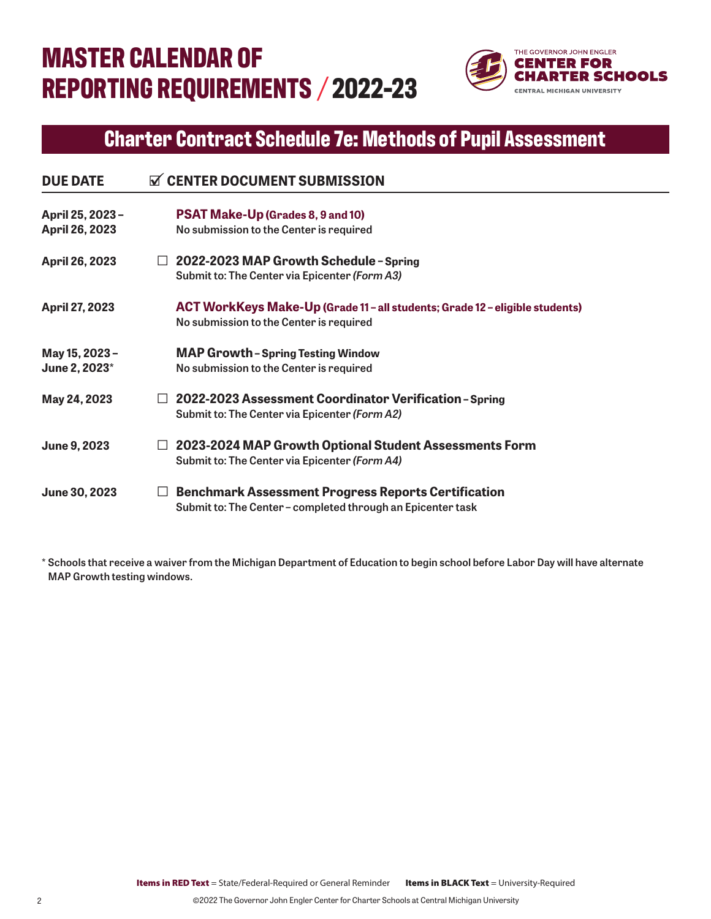# MASTER CALENDAR OF REPORTING REQUIREMENTS / 2022-23

THE GOVERNOR JOHN ENGLER CENTER FOR CHARTER SCHOOLS
CENTRAL MICHIGAN UNIVERSITY

## Charter Contract Schedule 7e: Methods of Pupil Assessment

| DUE DATE | ☑ CENTER DOCUMENT SUBMISSION |
|---|---|
| **April 25, 2023 – April 26, 2023** | **PSAT Make-Up (Grades 8, 9 and 10)**<br>No submission to the Center is required |
| **April 26, 2023** | ☐ **2022-2023 MAP Growth Schedule – Spring**<br>Submit to: The Center via Epicenter *(Form A3)* |
| **April 27, 2023** | **ACT WorkKeys Make-Up (Grade 11 – all students; Grade 12 – eligible students)**<br>No submission to the Center is required |
| **May 15, 2023 – June 2, 2023*** | **MAP Growth – Spring Testing Window**<br>No submission to the Center is required |
| **May 24, 2023** | ☐ **2022-2023 Assessment Coordinator Verification – Spring**<br>Submit to: The Center via Epicenter *(Form A2)* |
| **June 9, 2023** | ☐ **2023-2024 MAP Growth Optional Student Assessments Form**<br>Submit to: The Center via Epicenter *(Form A4)* |
| **June 30, 2023** | ☐ **Benchmark Assessment Progress Reports Certification**<br>Submit to: The Center – completed through an Epicenter task |

* Schools that receive a waiver from the Michigan Department of Education to begin school before Labor Day will have alternate MAP Growth testing windows.

**Items in RED Text** = State/Federal-Required or General Reminder **Items in BLACK Text** = University-Required

©2022 The Governor John Engler Center for Charter Schools at Central Michigan University